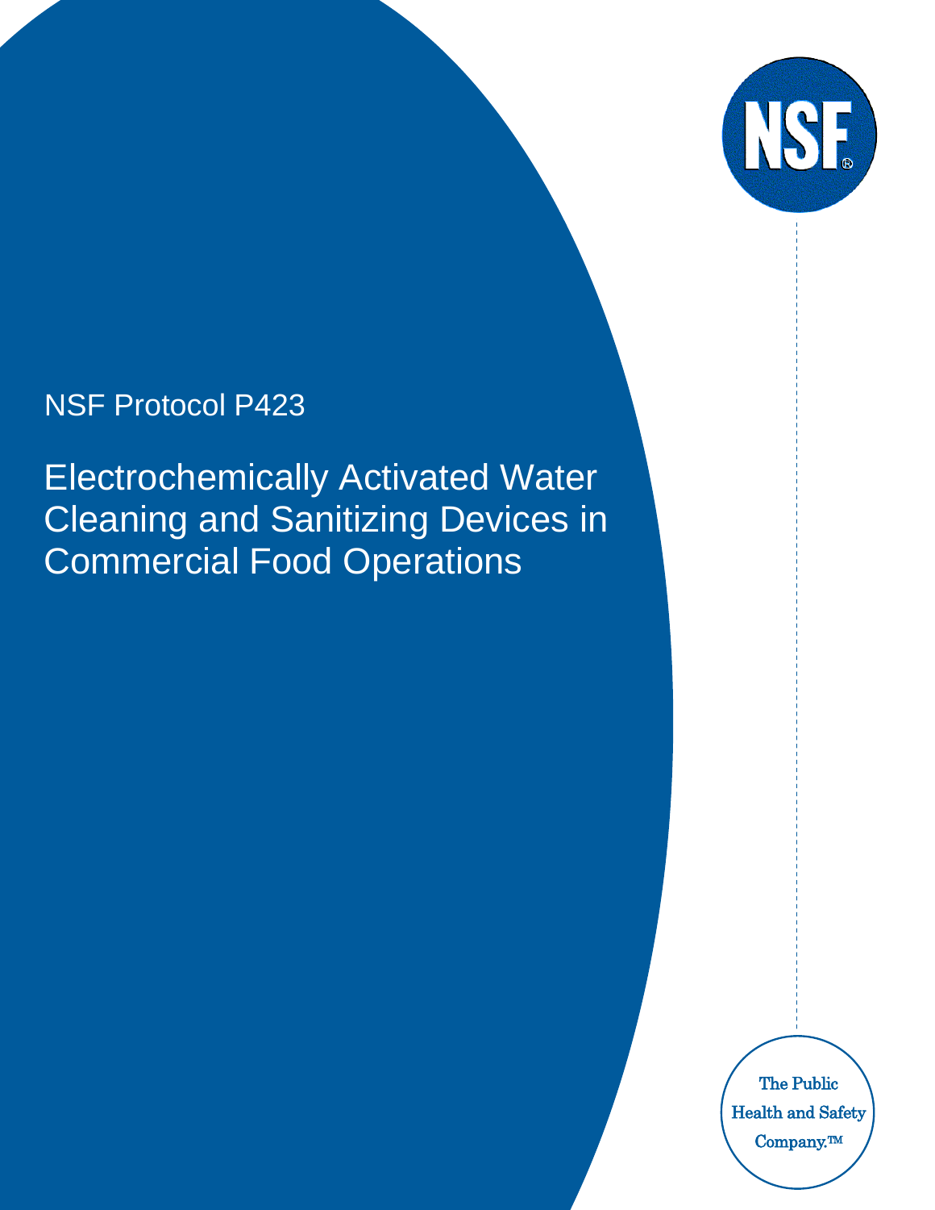NSF Protocol P423

# Electrochemically Activated Water Cleaning and Sanitizing Devices in Commercial Food Operations

NSF®

The Public Health and Safety Company.™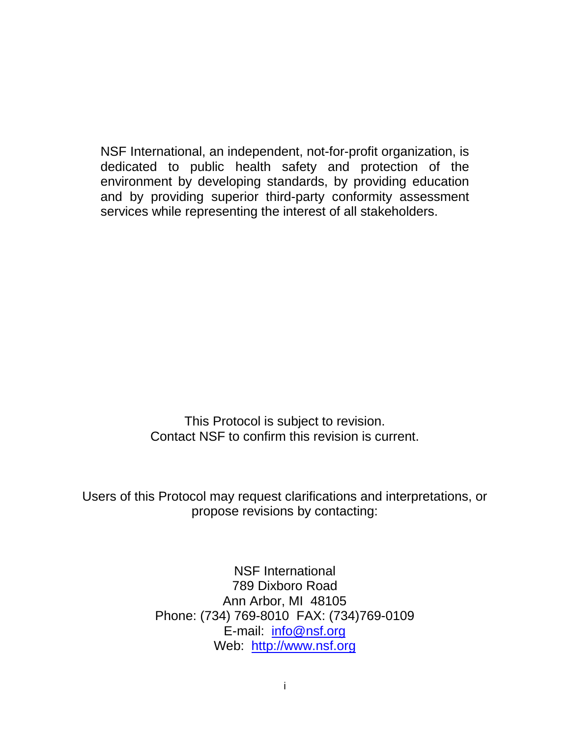NSF International, an independent, not-for-profit organization, is dedicated to public health safety and protection of the environment by developing standards, by providing education and by providing superior third-party conformity assessment services while representing the interest of all stakeholders.

This Protocol is subject to revision.
Contact NSF to confirm this revision is current.

Users of this Protocol may request clarifications and interpretations, or propose revisions by contacting:

NSF International
789 Dixboro Road
Ann Arbor, MI 48105
Phone: (734) 769-8010 FAX: (734)769-0109
E-mail: info@nsf.org
Web: http://www.nsf.org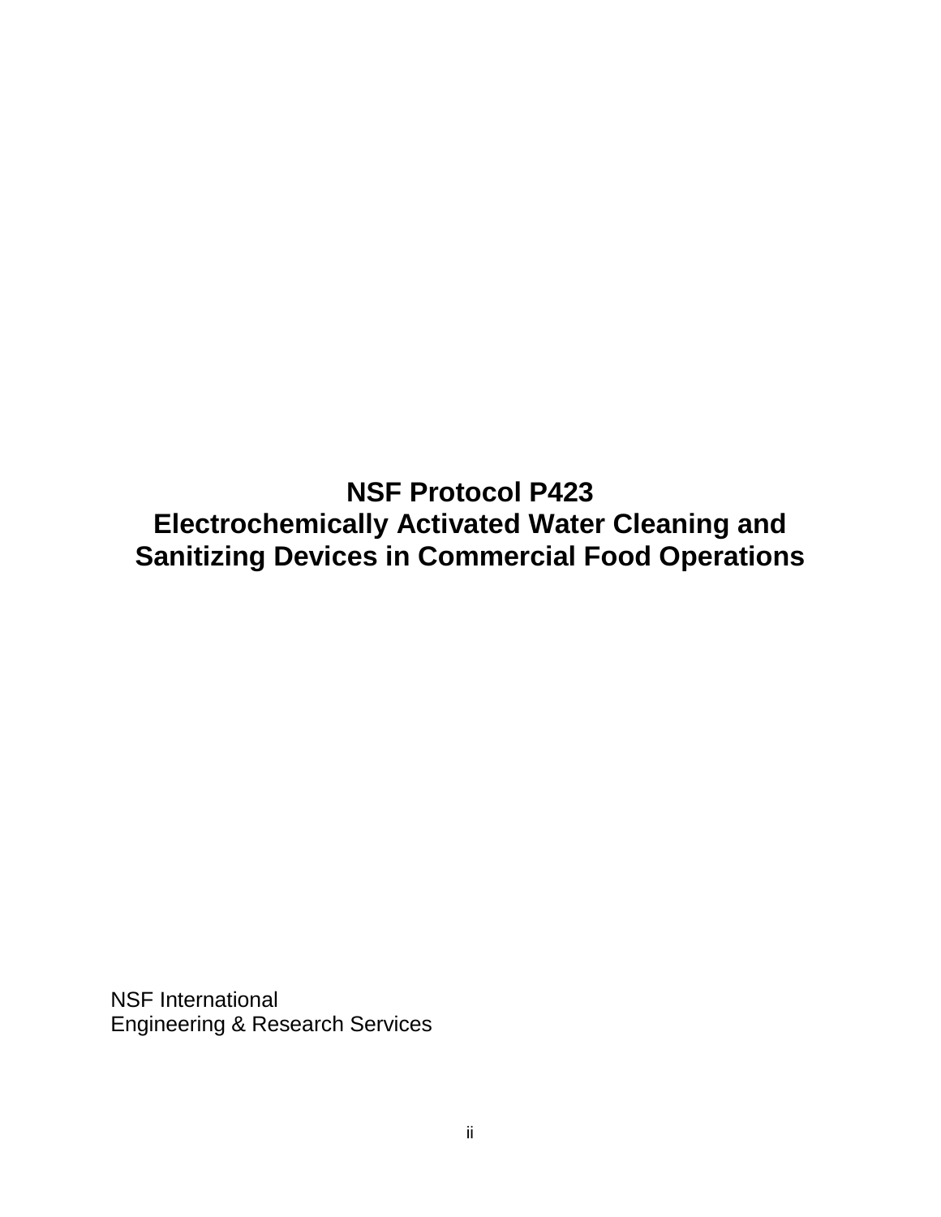# NSF Protocol P423
# Electrochemically Activated Water Cleaning and Sanitizing Devices in Commercial Food Operations

NSF International
Engineering & Research Services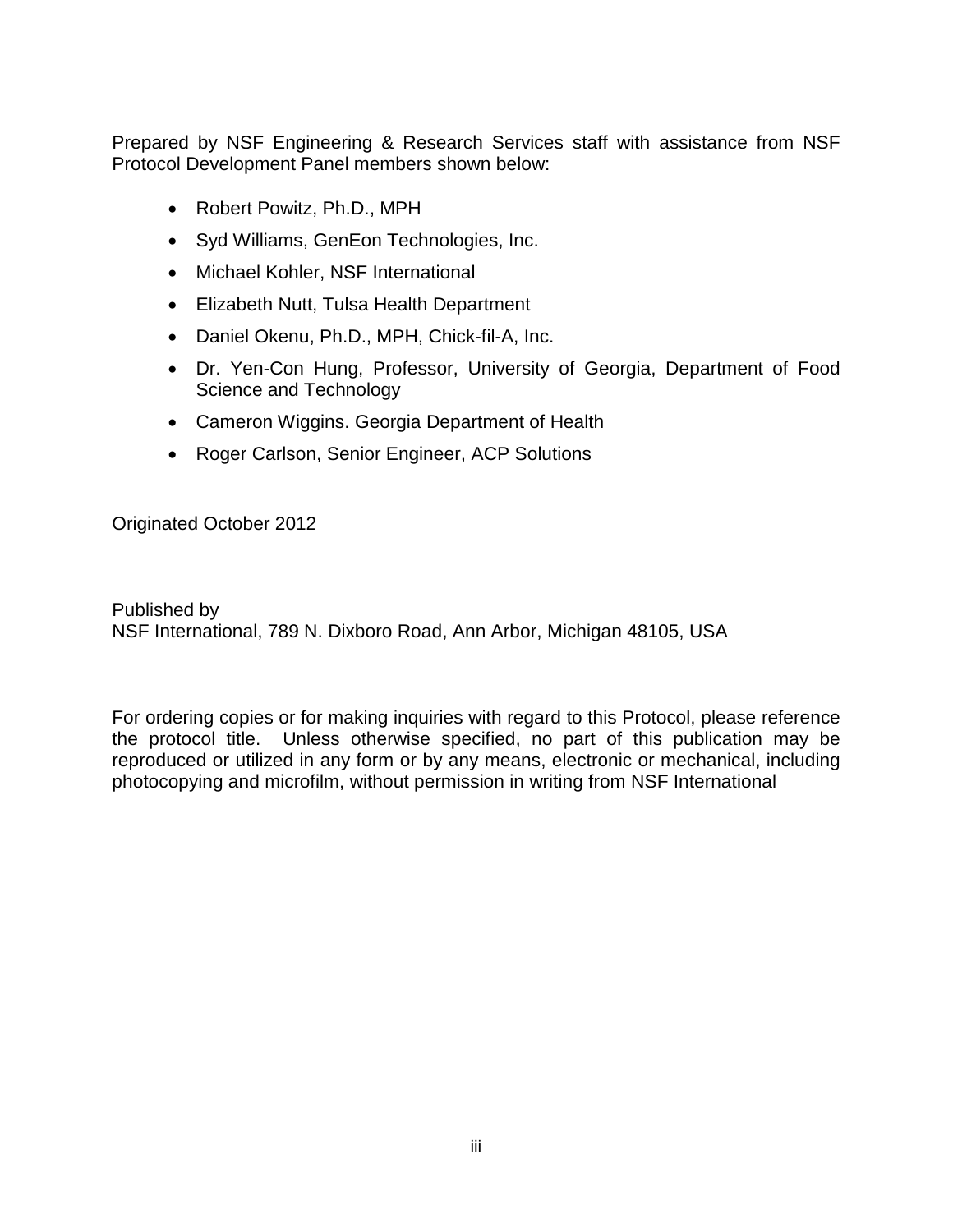Prepared by NSF Engineering & Research Services staff with assistance from NSF Protocol Development Panel members shown below:

- Robert Powitz, Ph.D., MPH
- Syd Williams, GenEon Technologies, Inc.
- Michael Kohler, NSF International
- Elizabeth Nutt, Tulsa Health Department
- Daniel Okenu, Ph.D., MPH, Chick-fil-A, Inc.
- Dr. Yen-Con Hung, Professor, University of Georgia, Department of Food Science and Technology
- Cameron Wiggins. Georgia Department of Health
- Roger Carlson, Senior Engineer, ACP Solutions

Originated October 2012

Published by
NSF International, 789 N. Dixboro Road, Ann Arbor, Michigan 48105, USA

For ordering copies or for making inquiries with regard to this Protocol, please reference the protocol title. Unless otherwise specified, no part of this publication may be reproduced or utilized in any form or by any means, electronic or mechanical, including photocopying and microfilm, without permission in writing from NSF International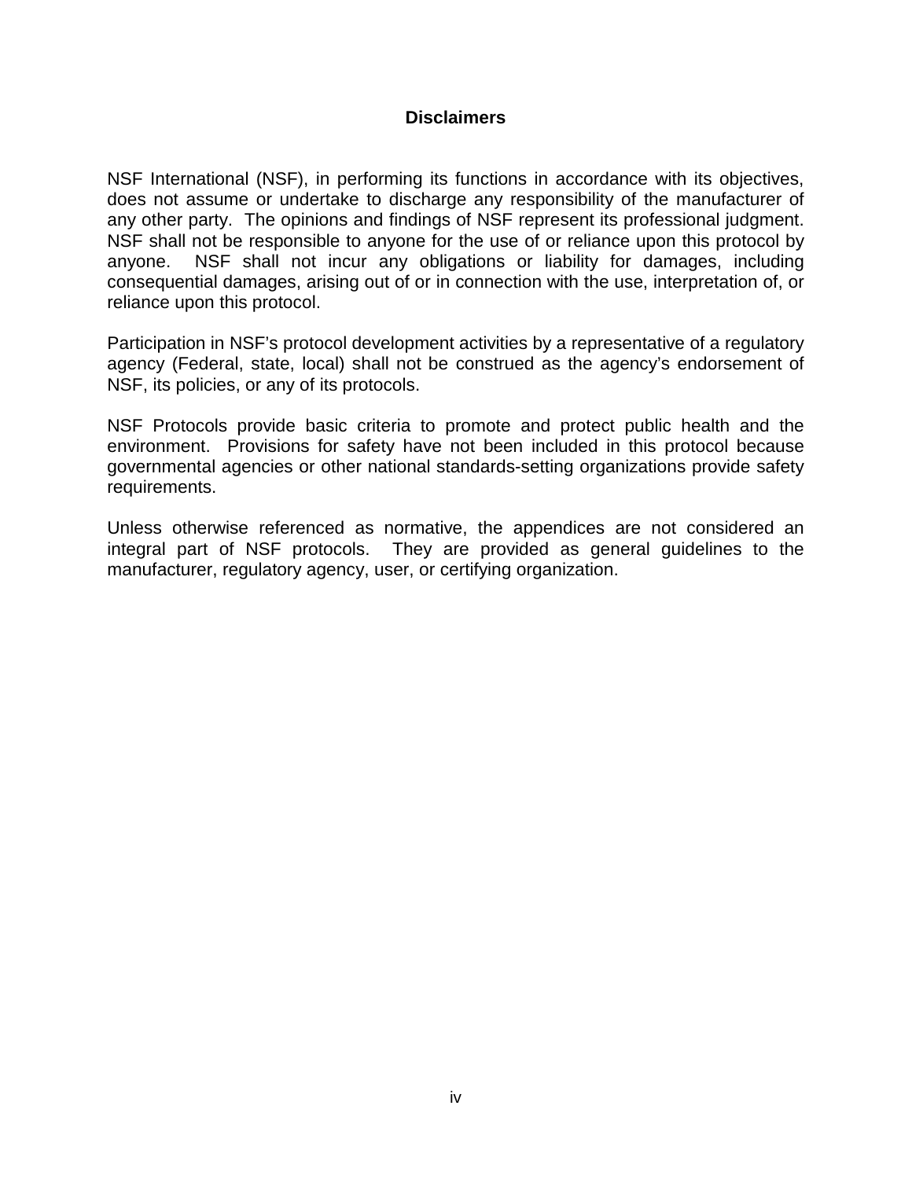## Disclaimers

NSF International (NSF), in performing its functions in accordance with its objectives, does not assume or undertake to discharge any responsibility of the manufacturer of any other party. The opinions and findings of NSF represent its professional judgment. NSF shall not be responsible to anyone for the use of or reliance upon this protocol by anyone. NSF shall not incur any obligations or liability for damages, including consequential damages, arising out of or in connection with the use, interpretation of, or reliance upon this protocol.

Participation in NSF's protocol development activities by a representative of a regulatory agency (Federal, state, local) shall not be construed as the agency's endorsement of NSF, its policies, or any of its protocols.

NSF Protocols provide basic criteria to promote and protect public health and the environment. Provisions for safety have not been included in this protocol because governmental agencies or other national standards-setting organizations provide safety requirements.

Unless otherwise referenced as normative, the appendices are not considered an integral part of NSF protocols. They are provided as general guidelines to the manufacturer, regulatory agency, user, or certifying organization.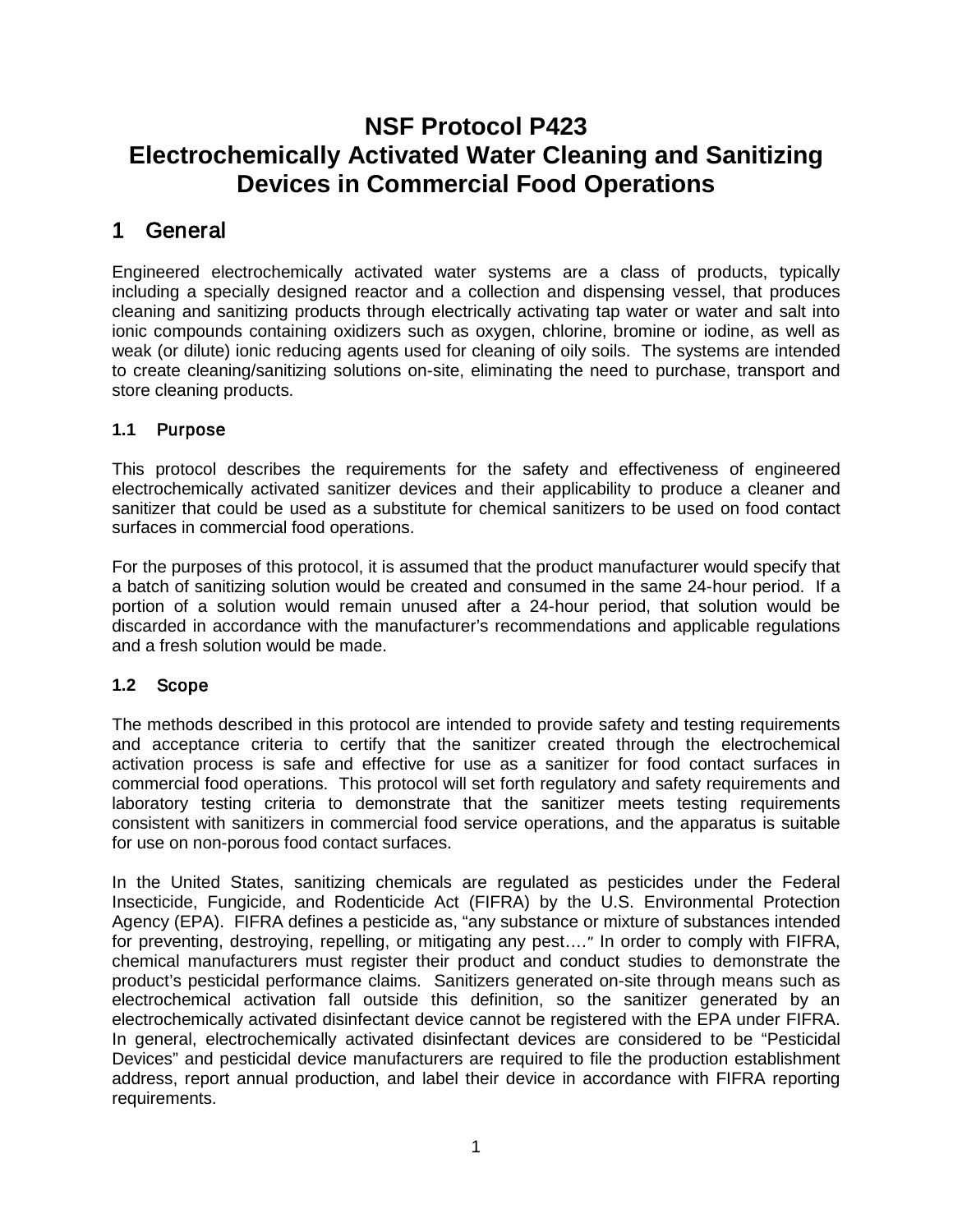# NSF Protocol P423
# Electrochemically Activated Water Cleaning and Sanitizing Devices in Commercial Food Operations

## 1 General

Engineered electrochemically activated water systems are a class of products, typically including a specially designed reactor and a collection and dispensing vessel, that produces cleaning and sanitizing products through electrically activating tap water or water and salt into ionic compounds containing oxidizers such as oxygen, chlorine, bromine or iodine, as well as weak (or dilute) ionic reducing agents used for cleaning of oily soils. The systems are intended to create cleaning/sanitizing solutions on-site, eliminating the need to purchase, transport and store cleaning products.

### 1.1 Purpose

This protocol describes the requirements for the safety and effectiveness of engineered electrochemically activated sanitizer devices and their applicability to produce a cleaner and sanitizer that could be used as a substitute for chemical sanitizers to be used on food contact surfaces in commercial food operations.

For the purposes of this protocol, it is assumed that the product manufacturer would specify that a batch of sanitizing solution would be created and consumed in the same 24-hour period. If a portion of a solution would remain unused after a 24-hour period, that solution would be discarded in accordance with the manufacturer's recommendations and applicable regulations and a fresh solution would be made.

### 1.2 Scope

The methods described in this protocol are intended to provide safety and testing requirements and acceptance criteria to certify that the sanitizer created through the electrochemical activation process is safe and effective for use as a sanitizer for food contact surfaces in commercial food operations. This protocol will set forth regulatory and safety requirements and laboratory testing criteria to demonstrate that the sanitizer meets testing requirements consistent with sanitizers in commercial food service operations, and the apparatus is suitable for use on non-porous food contact surfaces.

In the United States, sanitizing chemicals are regulated as pesticides under the Federal Insecticide, Fungicide, and Rodenticide Act (FIFRA) by the U.S. Environmental Protection Agency (EPA). FIFRA defines a pesticide as, "any substance or mixture of substances intended for preventing, destroying, repelling, or mitigating any pest…." In order to comply with FIFRA, chemical manufacturers must register their product and conduct studies to demonstrate the product's pesticidal performance claims. Sanitizers generated on-site through means such as electrochemical activation fall outside this definition, so the sanitizer generated by an electrochemically activated disinfectant device cannot be registered with the EPA under FIFRA. In general, electrochemically activated disinfectant devices are considered to be "Pesticidal Devices" and pesticidal device manufacturers are required to file the production establishment address, report annual production, and label their device in accordance with FIFRA reporting requirements.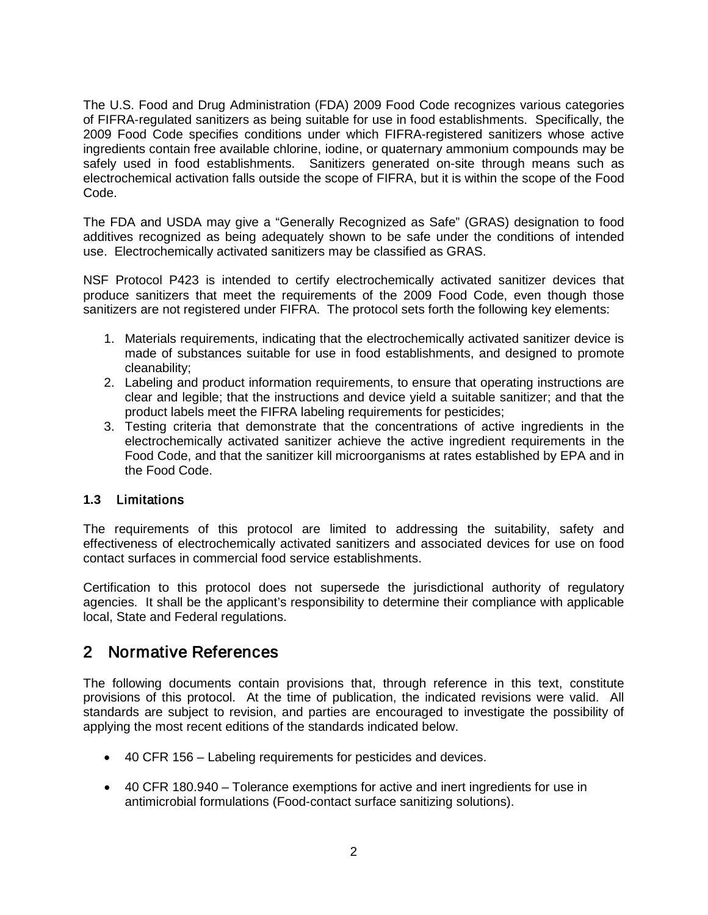The U.S. Food and Drug Administration (FDA) 2009 Food Code recognizes various categories of FIFRA-regulated sanitizers as being suitable for use in food establishments. Specifically, the 2009 Food Code specifies conditions under which FIFRA-registered sanitizers whose active ingredients contain free available chlorine, iodine, or quaternary ammonium compounds may be safely used in food establishments. Sanitizers generated on-site through means such as electrochemical activation falls outside the scope of FIFRA, but it is within the scope of the Food Code.

The FDA and USDA may give a "Generally Recognized as Safe" (GRAS) designation to food additives recognized as being adequately shown to be safe under the conditions of intended use. Electrochemically activated sanitizers may be classified as GRAS.

NSF Protocol P423 is intended to certify electrochemically activated sanitizer devices that produce sanitizers that meet the requirements of the 2009 Food Code, even though those sanitizers are not registered under FIFRA. The protocol sets forth the following key elements:

1. Materials requirements, indicating that the electrochemically activated sanitizer device is made of substances suitable for use in food establishments, and designed to promote cleanability;
2. Labeling and product information requirements, to ensure that operating instructions are clear and legible; that the instructions and device yield a suitable sanitizer; and that the product labels meet the FIFRA labeling requirements for pesticides;
3. Testing criteria that demonstrate that the concentrations of active ingredients in the electrochemically activated sanitizer achieve the active ingredient requirements in the Food Code, and that the sanitizer kill microorganisms at rates established by EPA and in the Food Code.

### 1.3 Limitations

The requirements of this protocol are limited to addressing the suitability, safety and effectiveness of electrochemically activated sanitizers and associated devices for use on food contact surfaces in commercial food service establishments.

Certification to this protocol does not supersede the jurisdictional authority of regulatory agencies. It shall be the applicant's responsibility to determine their compliance with applicable local, State and Federal regulations.

## 2 Normative References

The following documents contain provisions that, through reference in this text, constitute provisions of this protocol. At the time of publication, the indicated revisions were valid. All standards are subject to revision, and parties are encouraged to investigate the possibility of applying the most recent editions of the standards indicated below.

- 40 CFR 156 – Labeling requirements for pesticides and devices.
- 40 CFR 180.940 – Tolerance exemptions for active and inert ingredients for use in antimicrobial formulations (Food-contact surface sanitizing solutions).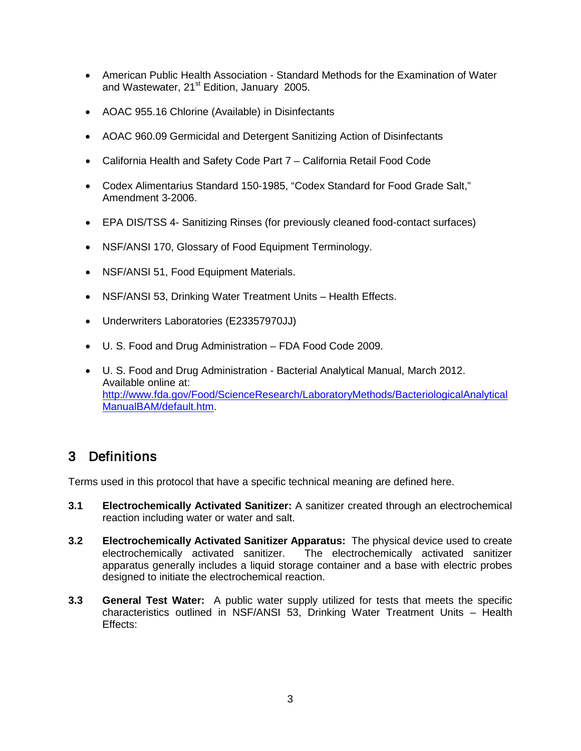- American Public Health Association - Standard Methods for the Examination of Water and Wastewater, 21st Edition, January 2005.
- AOAC 955.16 Chlorine (Available) in Disinfectants
- AOAC 960.09 Germicidal and Detergent Sanitizing Action of Disinfectants
- California Health and Safety Code Part 7 – California Retail Food Code
- Codex Alimentarius Standard 150-1985, "Codex Standard for Food Grade Salt," Amendment 3-2006.
- EPA DIS/TSS 4- Sanitizing Rinses (for previously cleaned food-contact surfaces)
- NSF/ANSI 170, Glossary of Food Equipment Terminology.
- NSF/ANSI 51, Food Equipment Materials.
- NSF/ANSI 53, Drinking Water Treatment Units – Health Effects.
- Underwriters Laboratories (E23357970JJ)
- U. S. Food and Drug Administration – FDA Food Code 2009.
- U. S. Food and Drug Administration - Bacterial Analytical Manual, March 2012. Available online at: [http://www.fda.gov/Food/ScienceResearch/LaboratoryMethods/BacteriologicalAnalyticalManualBAM/default.htm](http://www.fda.gov/Food/ScienceResearch/LaboratoryMethods/BacteriologicalAnalyticalManualBAM/default.htm).

# 3 Definitions

Terms used in this protocol that have a specific technical meaning are defined here.

**3.1 Electrochemically Activated Sanitizer:** A sanitizer created through an electrochemical reaction including water or water and salt.

**3.2 Electrochemically Activated Sanitizer Apparatus:** The physical device used to create electrochemically activated sanitizer. The electrochemically activated sanitizer apparatus generally includes a liquid storage container and a base with electric probes designed to initiate the electrochemical reaction.

**3.3 General Test Water:** A public water supply utilized for tests that meets the specific characteristics outlined in NSF/ANSI 53, Drinking Water Treatment Units – Health Effects: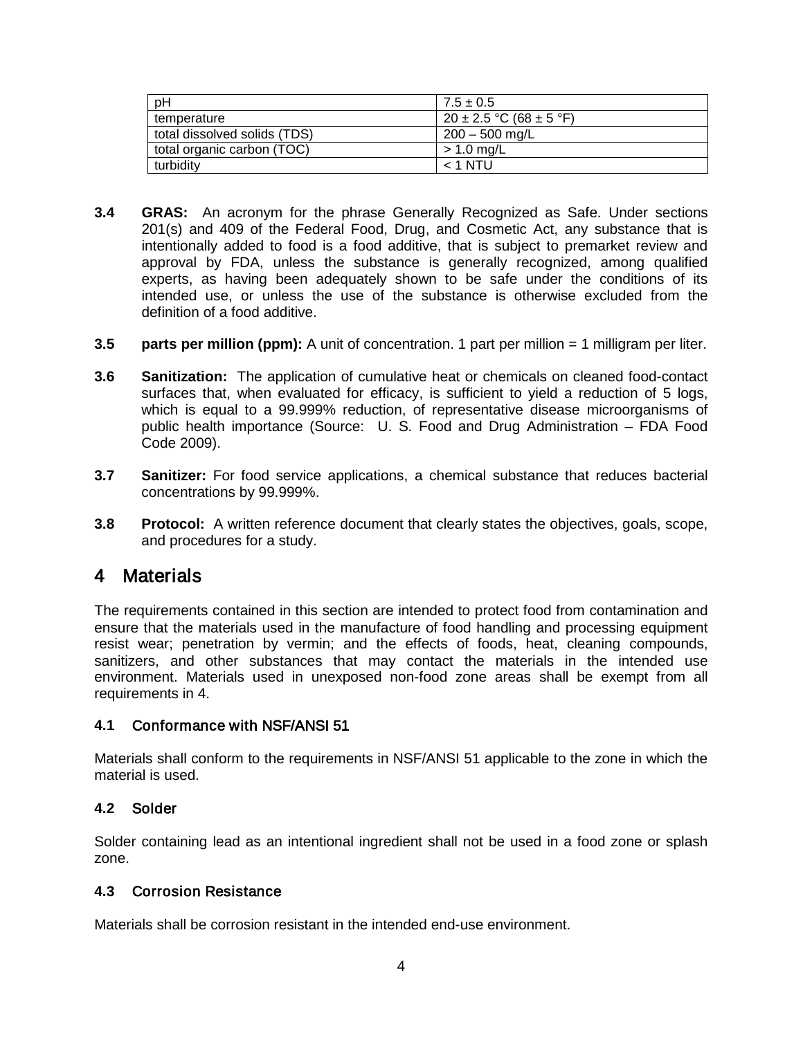| pH | 7.5 ± 0.5 |
|---|---|
| temperature | 20 ± 2.5 °C (68 ± 5 °F) |
| total dissolved solids (TDS) | 200 – 500 mg/L |
| total organic carbon (TOC) | > 1.0 mg/L |
| turbidity | < 1 NTU |

**3.4 GRAS:** An acronym for the phrase Generally Recognized as Safe. Under sections 201(s) and 409 of the Federal Food, Drug, and Cosmetic Act, any substance that is intentionally added to food is a food additive, that is subject to premarket review and approval by FDA, unless the substance is generally recognized, among qualified experts, as having been adequately shown to be safe under the conditions of its intended use, or unless the use of the substance is otherwise excluded from the definition of a food additive.

**3.5 parts per million (ppm):** A unit of concentration. 1 part per million = 1 milligram per liter.

**3.6 Sanitization:** The application of cumulative heat or chemicals on cleaned food-contact surfaces that, when evaluated for efficacy, is sufficient to yield a reduction of 5 logs, which is equal to a 99.999% reduction, of representative disease microorganisms of public health importance (Source: U. S. Food and Drug Administration – FDA Food Code 2009).

**3.7 Sanitizer:** For food service applications, a chemical substance that reduces bacterial concentrations by 99.999%.

**3.8 Protocol:** A written reference document that clearly states the objectives, goals, scope, and procedures for a study.

# 4 Materials

The requirements contained in this section are intended to protect food from contamination and ensure that the materials used in the manufacture of food handling and processing equipment resist wear; penetration by vermin; and the effects of foods, heat, cleaning compounds, sanitizers, and other substances that may contact the materials in the intended use environment. Materials used in unexposed non-food zone areas shall be exempt from all requirements in 4.

## 4.1 Conformance with NSF/ANSI 51

Materials shall conform to the requirements in NSF/ANSI 51 applicable to the zone in which the material is used.

## 4.2 Solder

Solder containing lead as an intentional ingredient shall not be used in a food zone or splash zone.

## 4.3 Corrosion Resistance

Materials shall be corrosion resistant in the intended end-use environment.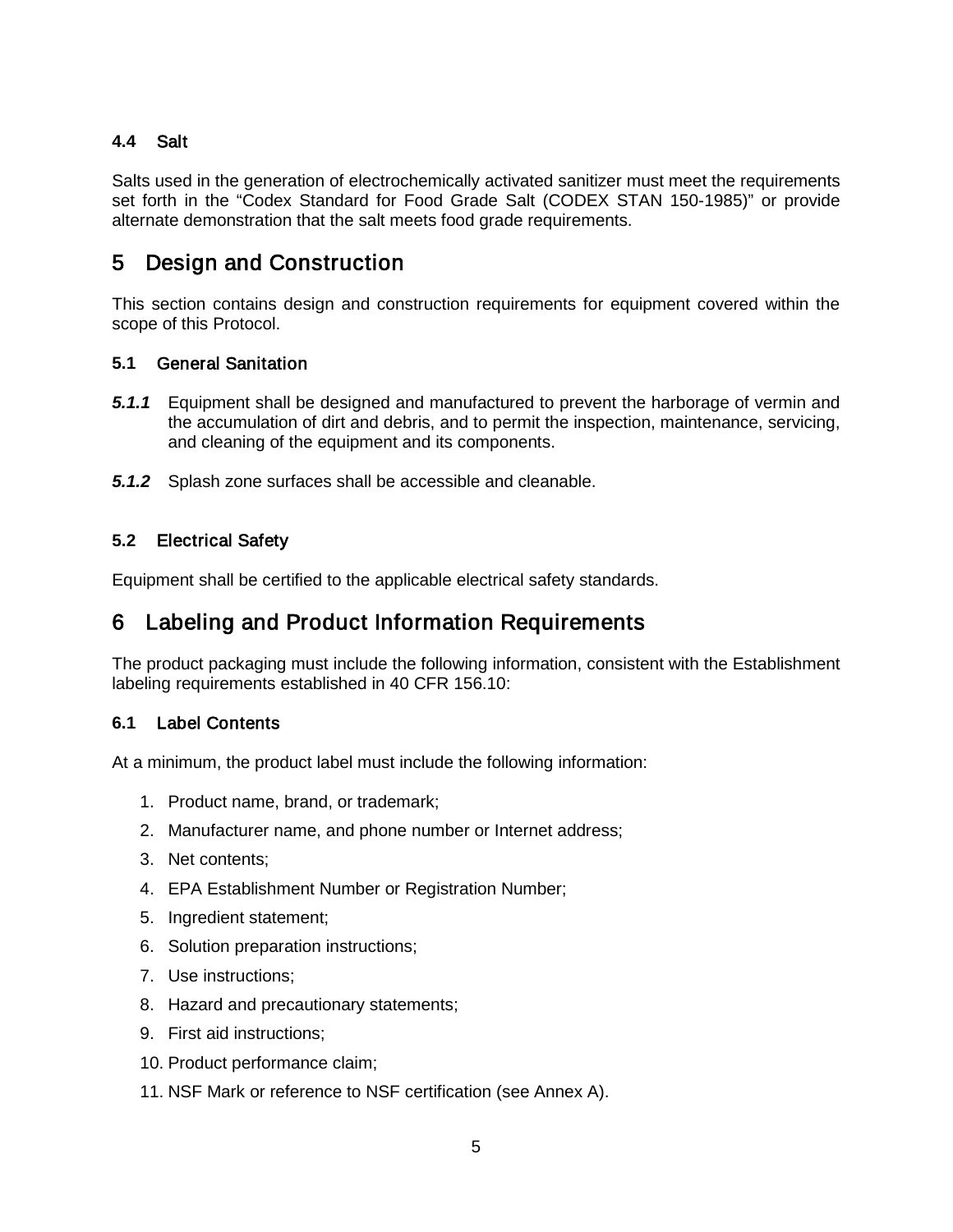### 4.4 Salt

Salts used in the generation of electrochemically activated sanitizer must meet the requirements set forth in the "Codex Standard for Food Grade Salt (CODEX STAN 150-1985)" or provide alternate demonstration that the salt meets food grade requirements.

## 5 Design and Construction

This section contains design and construction requirements for equipment covered within the scope of this Protocol.

### 5.1 General Sanitation

***5.1.1*** Equipment shall be designed and manufactured to prevent the harborage of vermin and the accumulation of dirt and debris, and to permit the inspection, maintenance, servicing, and cleaning of the equipment and its components.

***5.1.2*** Splash zone surfaces shall be accessible and cleanable.

### 5.2 Electrical Safety

Equipment shall be certified to the applicable electrical safety standards.

## 6 Labeling and Product Information Requirements

The product packaging must include the following information, consistent with the Establishment labeling requirements established in 40 CFR 156.10:

### 6.1 Label Contents

At a minimum, the product label must include the following information:

1. Product name, brand, or trademark;
2. Manufacturer name, and phone number or Internet address;
3. Net contents;
4. EPA Establishment Number or Registration Number;
5. Ingredient statement;
6. Solution preparation instructions;
7. Use instructions;
8. Hazard and precautionary statements;
9. First aid instructions;
10. Product performance claim;
11. NSF Mark or reference to NSF certification (see Annex A).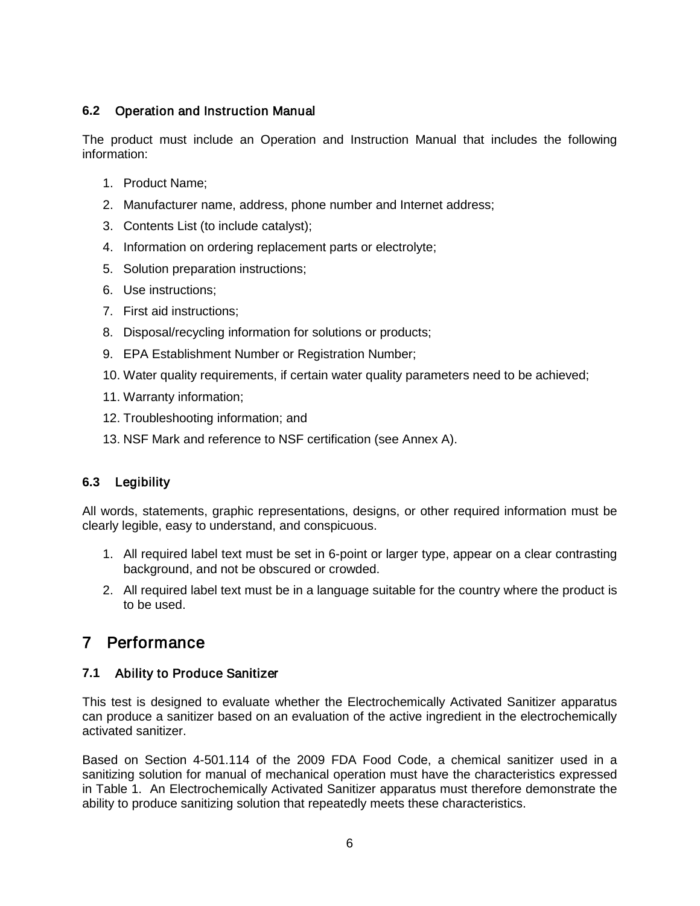### 6.2 Operation and Instruction Manual

The product must include an Operation and Instruction Manual that includes the following information:

1. Product Name;
2. Manufacturer name, address, phone number and Internet address;
3. Contents List (to include catalyst);
4. Information on ordering replacement parts or electrolyte;
5. Solution preparation instructions;
6. Use instructions;
7. First aid instructions;
8. Disposal/recycling information for solutions or products;
9. EPA Establishment Number or Registration Number;
10. Water quality requirements, if certain water quality parameters need to be achieved;
11. Warranty information;
12. Troubleshooting information; and
13. NSF Mark and reference to NSF certification (see Annex A).

### 6.3 Legibility

All words, statements, graphic representations, designs, or other required information must be clearly legible, easy to understand, and conspicuous.

1. All required label text must be set in 6-point or larger type, appear on a clear contrasting background, and not be obscured or crowded.
2. All required label text must be in a language suitable for the country where the product is to be used.

## 7 Performance

### 7.1 Ability to Produce Sanitizer

This test is designed to evaluate whether the Electrochemically Activated Sanitizer apparatus can produce a sanitizer based on an evaluation of the active ingredient in the electrochemically activated sanitizer.

Based on Section 4-501.114 of the 2009 FDA Food Code, a chemical sanitizer used in a sanitizing solution for manual of mechanical operation must have the characteristics expressed in Table 1. An Electrochemically Activated Sanitizer apparatus must therefore demonstrate the ability to produce sanitizing solution that repeatedly meets these characteristics.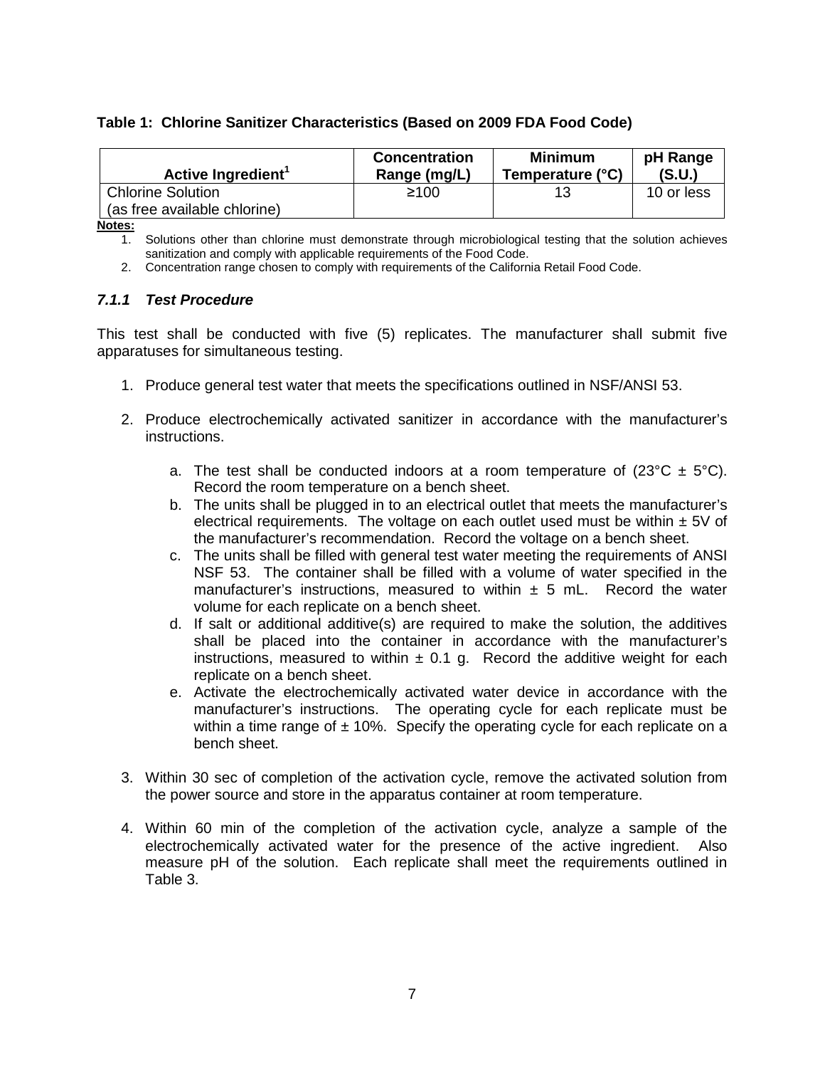**Table 1: Chlorine Sanitizer Characteristics (Based on 2009 FDA Food Code)**

| Active Ingredient[1] | Concentration Range (mg/L) | Minimum Temperature (°C) | pH Range (S.U.) |
|---|---|---|---|
| Chlorine Solution (as free available chlorine) | ≥100 | 13 | 10 or less |

**Notes:**

1. Solutions other than chlorine must demonstrate through microbiological testing that the solution achieves sanitization and comply with applicable requirements of the Food Code.
2. Concentration range chosen to comply with requirements of the California Retail Food Code.

### *7.1.1 Test Procedure*

This test shall be conducted with five (5) replicates. The manufacturer shall submit five apparatuses for simultaneous testing.

1. Produce general test water that meets the specifications outlined in NSF/ANSI 53.

2. Produce electrochemically activated sanitizer in accordance with the manufacturer's instructions.

   a. The test shall be conducted indoors at a room temperature of (23°C ± 5°C). Record the room temperature on a bench sheet.
   b. The units shall be plugged in to an electrical outlet that meets the manufacturer's electrical requirements. The voltage on each outlet used must be within ± 5V of the manufacturer's recommendation. Record the voltage on a bench sheet.
   c. The units shall be filled with general test water meeting the requirements of ANSI NSF 53. The container shall be filled with a volume of water specified in the manufacturer's instructions, measured to within ± 5 mL. Record the water volume for each replicate on a bench sheet.
   d. If salt or additional additive(s) are required to make the solution, the additives shall be placed into the container in accordance with the manufacturer's instructions, measured to within ± 0.1 g. Record the additive weight for each replicate on a bench sheet.
   e. Activate the electrochemically activated water device in accordance with the manufacturer's instructions. The operating cycle for each replicate must be within a time range of ± 10%. Specify the operating cycle for each replicate on a bench sheet.

3. Within 30 sec of completion of the activation cycle, remove the activated solution from the power source and store in the apparatus container at room temperature.

4. Within 60 min of the completion of the activation cycle, analyze a sample of the electrochemically activated water for the presence of the active ingredient. Also measure pH of the solution. Each replicate shall meet the requirements outlined in Table 3.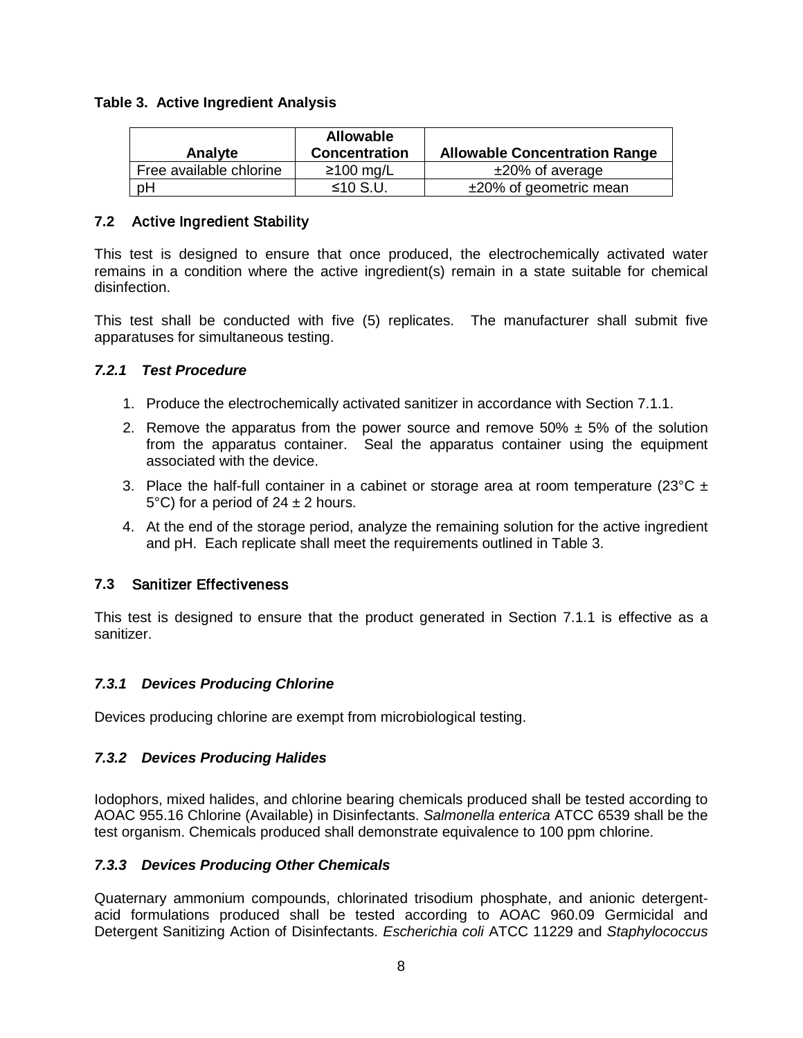**Table 3. Active Ingredient Analysis**

| Analyte | Allowable Concentration | Allowable Concentration Range |
|---|---|---|
| Free available chlorine | ≥100 mg/L | ±20% of average |
| pH | ≤10 S.U. | ±20% of geometric mean |

## 7.2 Active Ingredient Stability

This test is designed to ensure that once produced, the electrochemically activated water remains in a condition where the active ingredient(s) remain in a state suitable for chemical disinfection.

This test shall be conducted with five (5) replicates. The manufacturer shall submit five apparatuses for simultaneous testing.

### *7.2.1 Test Procedure*

1. Produce the electrochemically activated sanitizer in accordance with Section 7.1.1.
2. Remove the apparatus from the power source and remove 50% ± 5% of the solution from the apparatus container. Seal the apparatus container using the equipment associated with the device.
3. Place the half-full container in a cabinet or storage area at room temperature (23°C ± 5°C) for a period of 24 ± 2 hours.
4. At the end of the storage period, analyze the remaining solution for the active ingredient and pH. Each replicate shall meet the requirements outlined in Table 3.

## 7.3 Sanitizer Effectiveness

This test is designed to ensure that the product generated in Section 7.1.1 is effective as a sanitizer.

### *7.3.1 Devices Producing Chlorine*

Devices producing chlorine are exempt from microbiological testing.

### *7.3.2 Devices Producing Halides*

Iodophors, mixed halides, and chlorine bearing chemicals produced shall be tested according to AOAC 955.16 Chlorine (Available) in Disinfectants. *Salmonella enterica* ATCC 6539 shall be the test organism. Chemicals produced shall demonstrate equivalence to 100 ppm chlorine.

### *7.3.3 Devices Producing Other Chemicals*

Quaternary ammonium compounds, chlorinated trisodium phosphate, and anionic detergent-acid formulations produced shall be tested according to AOAC 960.09 Germicidal and Detergent Sanitizing Action of Disinfectants. *Escherichia coli* ATCC 11229 and *Staphylococcus*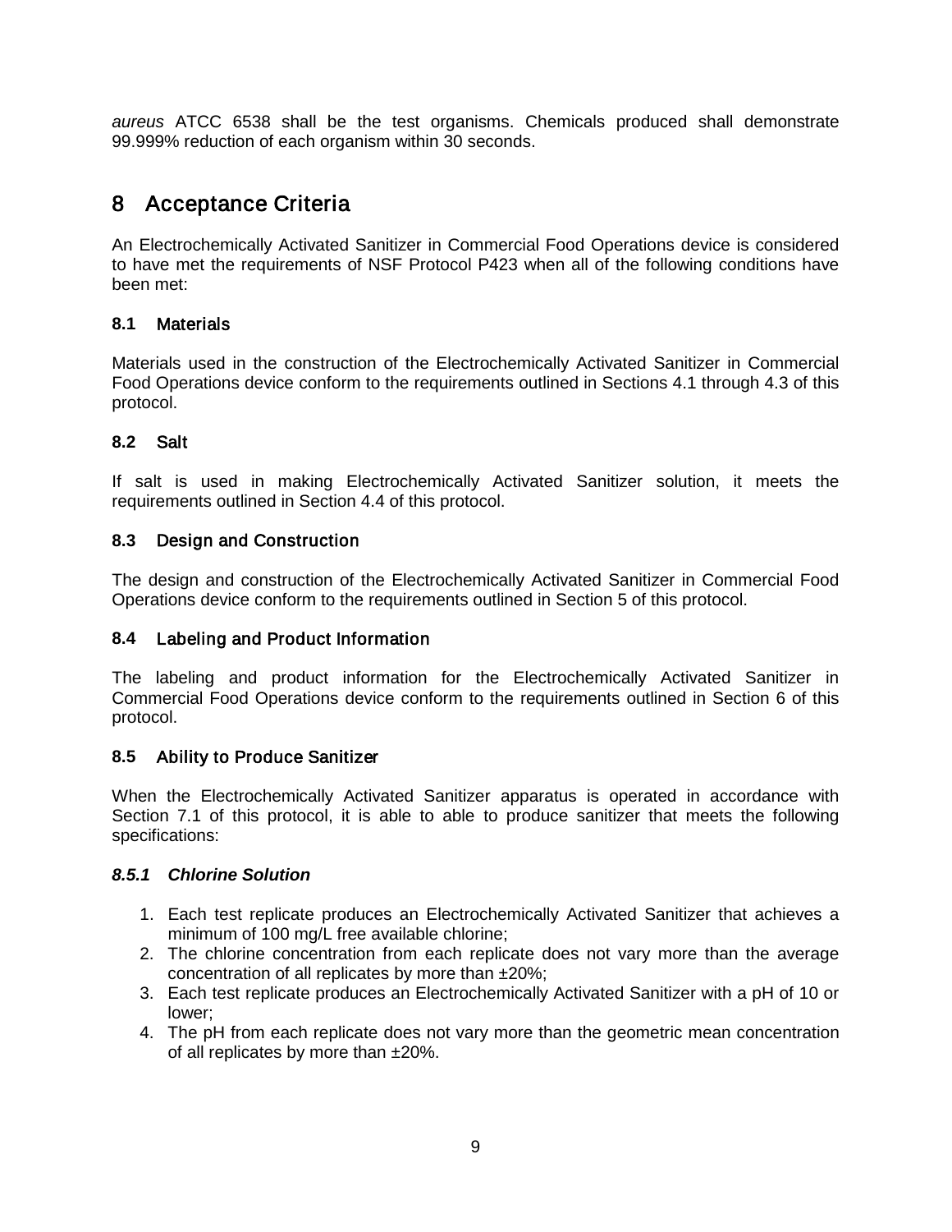*aureus* ATCC 6538 shall be the test organisms. Chemicals produced shall demonstrate 99.999% reduction of each organism within 30 seconds.

# 8 Acceptance Criteria

An Electrochemically Activated Sanitizer in Commercial Food Operations device is considered to have met the requirements of NSF Protocol P423 when all of the following conditions have been met:

## 8.1 Materials

Materials used in the construction of the Electrochemically Activated Sanitizer in Commercial Food Operations device conform to the requirements outlined in Sections 4.1 through 4.3 of this protocol.

## 8.2 Salt

If salt is used in making Electrochemically Activated Sanitizer solution, it meets the requirements outlined in Section 4.4 of this protocol.

## 8.3 Design and Construction

The design and construction of the Electrochemically Activated Sanitizer in Commercial Food Operations device conform to the requirements outlined in Section 5 of this protocol.

## 8.4 Labeling and Product Information

The labeling and product information for the Electrochemically Activated Sanitizer in Commercial Food Operations device conform to the requirements outlined in Section 6 of this protocol.

## 8.5 Ability to Produce Sanitizer

When the Electrochemically Activated Sanitizer apparatus is operated in accordance with Section 7.1 of this protocol, it is able to able to produce sanitizer that meets the following specifications:

### *8.5.1 Chlorine Solution*

1. Each test replicate produces an Electrochemically Activated Sanitizer that achieves a minimum of 100 mg/L free available chlorine;
2. The chlorine concentration from each replicate does not vary more than the average concentration of all replicates by more than ±20%;
3. Each test replicate produces an Electrochemically Activated Sanitizer with a pH of 10 or lower;
4. The pH from each replicate does not vary more than the geometric mean concentration of all replicates by more than ±20%.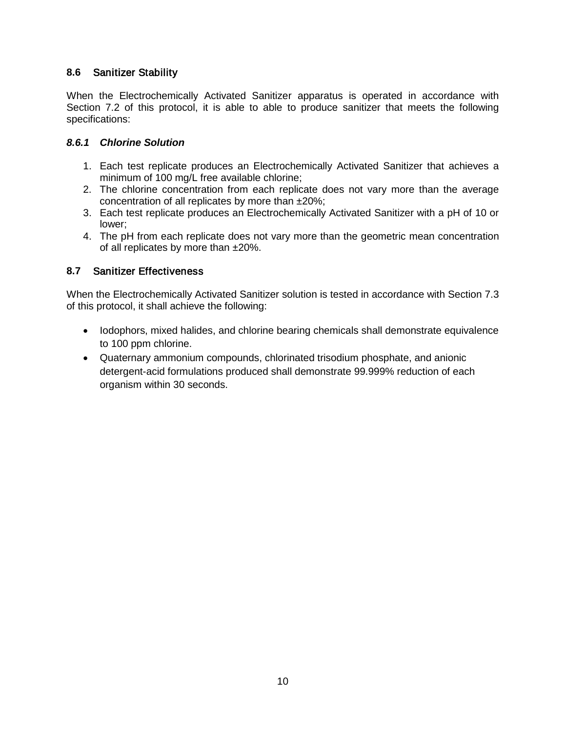## 8.6 Sanitizer Stability

When the Electrochemically Activated Sanitizer apparatus is operated in accordance with Section 7.2 of this protocol, it is able to able to produce sanitizer that meets the following specifications:

### *8.6.1 Chlorine Solution*

1. Each test replicate produces an Electrochemically Activated Sanitizer that achieves a minimum of 100 mg/L free available chlorine;
2. The chlorine concentration from each replicate does not vary more than the average concentration of all replicates by more than ±20%;
3. Each test replicate produces an Electrochemically Activated Sanitizer with a pH of 10 or lower;
4. The pH from each replicate does not vary more than the geometric mean concentration of all replicates by more than ±20%.

## 8.7 Sanitizer Effectiveness

When the Electrochemically Activated Sanitizer solution is tested in accordance with Section 7.3 of this protocol, it shall achieve the following:

- Iodophors, mixed halides, and chlorine bearing chemicals shall demonstrate equivalence to 100 ppm chlorine.
- Quaternary ammonium compounds, chlorinated trisodium phosphate, and anionic detergent-acid formulations produced shall demonstrate 99.999% reduction of each organism within 30 seconds.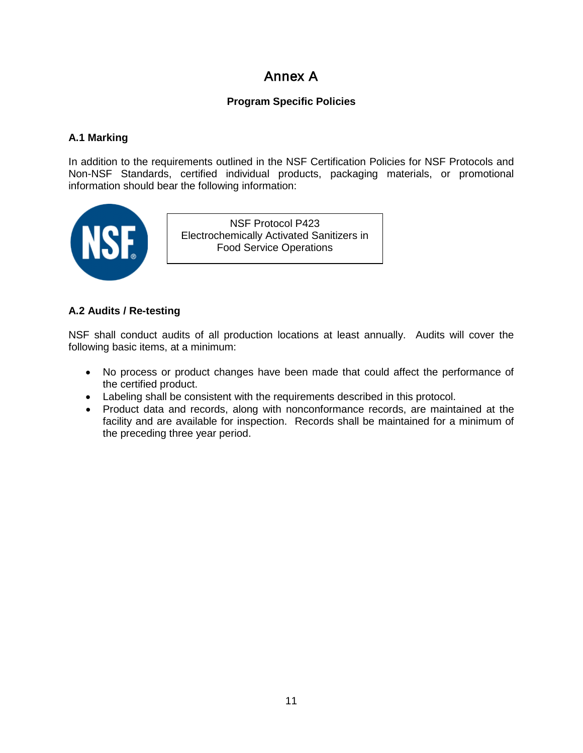# Annex A

**Program Specific Policies**

## A.1 Marking

In addition to the requirements outlined in the NSF Certification Policies for NSF Protocols and Non-NSF Standards, certified individual products, packaging materials, or promotional information should bear the following information:

NSF

| |
|---|
| NSF Protocol P423<br>Electrochemically Activated Sanitizers in Food Service Operations |

## A.2 Audits / Re-testing

NSF shall conduct audits of all production locations at least annually. Audits will cover the following basic items, at a minimum:

- No process or product changes have been made that could affect the performance of the certified product.
- Labeling shall be consistent with the requirements described in this protocol.
- Product data and records, along with nonconformance records, are maintained at the facility and are available for inspection. Records shall be maintained for a minimum of the preceding three year period.